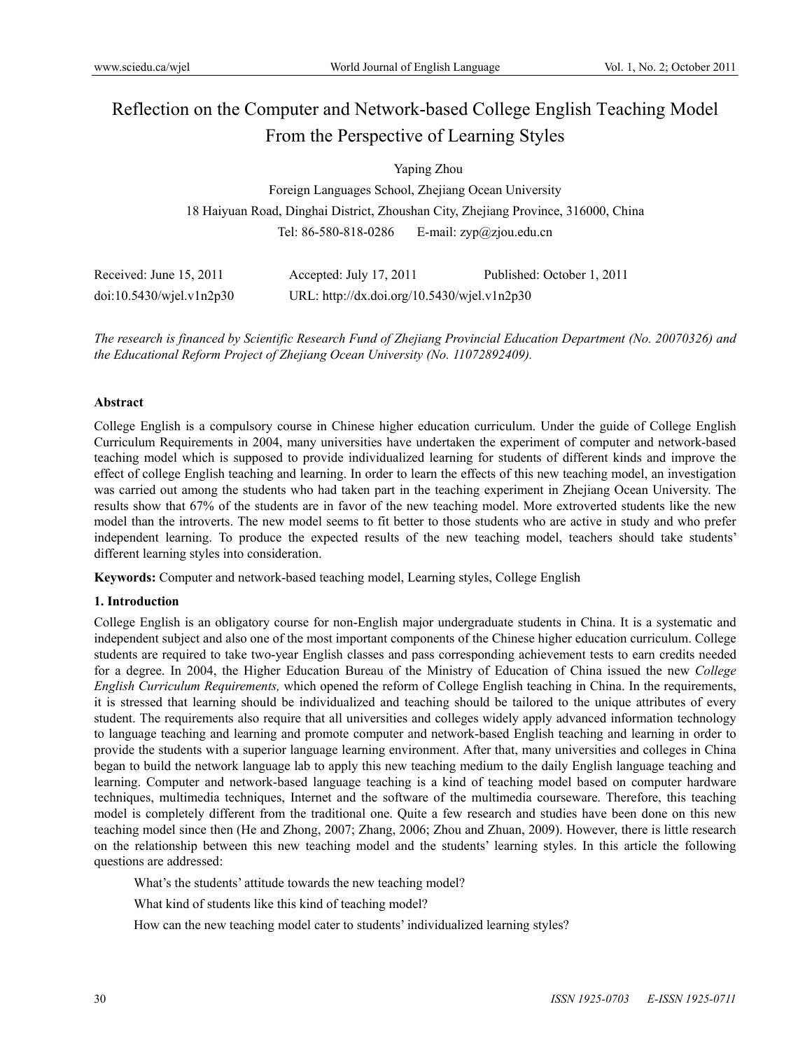# Reflection on the Computer and Network-based College English Teaching Model From the Perspective of Learning Styles

Yaping Zhou

Foreign Languages School, Zhejiang Ocean University

18 Haiyuan Road, Dinghai District, Zhoushan City, Zhejiang Province, 316000, China

Tel: 86-580-818-0286 E-mail: zyp@zjou.edu.cn

| | | |
|---|---|---|
| Received: June 15, 2011 | Accepted: July 17, 2011 | Published: October 1, 2011 |
| doi:10.5430/wjel.v1n2p30 | URL: http://dx.doi.org/10.5430/wjel.v1n2p30 | |

*The research is financed by Scientific Research Fund of Zhejiang Provincial Education Department (No. 20070326) and the Educational Reform Project of Zhejiang Ocean University (No. 11072892409).*

**Abstract**

College English is a compulsory course in Chinese higher education curriculum. Under the guide of College English Curriculum Requirements in 2004, many universities have undertaken the experiment of computer and network-based teaching model which is supposed to provide individualized learning for students of different kinds and improve the effect of college English teaching and learning. In order to learn the effects of this new teaching model, an investigation was carried out among the students who had taken part in the teaching experiment in Zhejiang Ocean University. The results show that 67% of the students are in favor of the new teaching model. More extroverted students like the new model than the introverts. The new model seems to fit better to those students who are active in study and who prefer independent learning. To produce the expected results of the new teaching model, teachers should take students' different learning styles into consideration.

**Keywords:** Computer and network-based teaching model, Learning styles, College English

## 1. Introduction

College English is an obligatory course for non-English major undergraduate students in China. It is a systematic and independent subject and also one of the most important components of the Chinese higher education curriculum. College students are required to take two-year English classes and pass corresponding achievement tests to earn credits needed for a degree. In 2004, the Higher Education Bureau of the Ministry of Education of China issued the new *College English Curriculum Requirements,* which opened the reform of College English teaching in China. In the requirements, it is stressed that learning should be individualized and teaching should be tailored to the unique attributes of every student. The requirements also require that all universities and colleges widely apply advanced information technology to language teaching and learning and promote computer and network-based English teaching and learning in order to provide the students with a superior language learning environment. After that, many universities and colleges in China began to build the network language lab to apply this new teaching medium to the daily English language teaching and learning. Computer and network-based language teaching is a kind of teaching model based on computer hardware techniques, multimedia techniques, Internet and the software of the multimedia courseware. Therefore, this teaching model is completely different from the traditional one. Quite a few research and studies have been done on this new teaching model since then (He and Zhong, 2007; Zhang, 2006; Zhou and Zhuan, 2009). However, there is little research on the relationship between this new teaching model and the students' learning styles. In this article the following questions are addressed:

What's the students' attitude towards the new teaching model?

What kind of students like this kind of teaching model?

How can the new teaching model cater to students' individualized learning styles?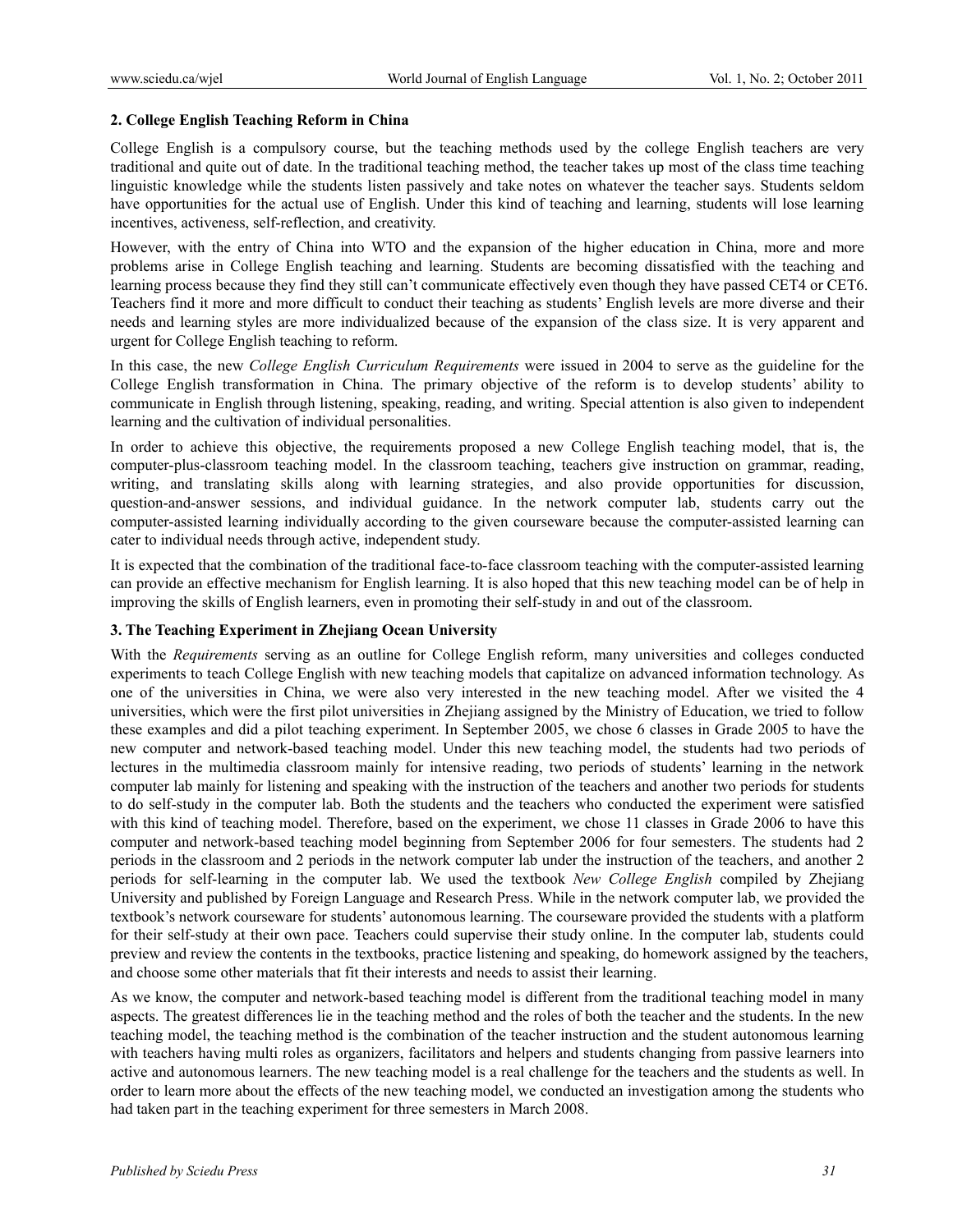## 2. College English Teaching Reform in China

College English is a compulsory course, but the teaching methods used by the college English teachers are very traditional and quite out of date. In the traditional teaching method, the teacher takes up most of the class time teaching linguistic knowledge while the students listen passively and take notes on whatever the teacher says. Students seldom have opportunities for the actual use of English. Under this kind of teaching and learning, students will lose learning incentives, activeness, self-reflection, and creativity.

However, with the entry of China into WTO and the expansion of the higher education in China, more and more problems arise in College English teaching and learning. Students are becoming dissatisfied with the teaching and learning process because they find they still can't communicate effectively even though they have passed CET4 or CET6. Teachers find it more and more difficult to conduct their teaching as students' English levels are more diverse and their needs and learning styles are more individualized because of the expansion of the class size. It is very apparent and urgent for College English teaching to reform.

In this case, the new *College English Curriculum Requirements* were issued in 2004 to serve as the guideline for the College English transformation in China. The primary objective of the reform is to develop students' ability to communicate in English through listening, speaking, reading, and writing. Special attention is also given to independent learning and the cultivation of individual personalities.

In order to achieve this objective, the requirements proposed a new College English teaching model, that is, the computer-plus-classroom teaching model. In the classroom teaching, teachers give instruction on grammar, reading, writing, and translating skills along with learning strategies, and also provide opportunities for discussion, question-and-answer sessions, and individual guidance. In the network computer lab, students carry out the computer-assisted learning individually according to the given courseware because the computer-assisted learning can cater to individual needs through active, independent study.

It is expected that the combination of the traditional face-to-face classroom teaching with the computer-assisted learning can provide an effective mechanism for English learning. It is also hoped that this new teaching model can be of help in improving the skills of English learners, even in promoting their self-study in and out of the classroom.

## 3. The Teaching Experiment in Zhejiang Ocean University

With the *Requirements* serving as an outline for College English reform, many universities and colleges conducted experiments to teach College English with new teaching models that capitalize on advanced information technology. As one of the universities in China, we were also very interested in the new teaching model. After we visited the 4 universities, which were the first pilot universities in Zhejiang assigned by the Ministry of Education, we tried to follow these examples and did a pilot teaching experiment. In September 2005, we chose 6 classes in Grade 2005 to have the new computer and network-based teaching model. Under this new teaching model, the students had two periods of lectures in the multimedia classroom mainly for intensive reading, two periods of students' learning in the network computer lab mainly for listening and speaking with the instruction of the teachers and another two periods for students to do self-study in the computer lab. Both the students and the teachers who conducted the experiment were satisfied with this kind of teaching model. Therefore, based on the experiment, we chose 11 classes in Grade 2006 to have this computer and network-based teaching model beginning from September 2006 for four semesters. The students had 2 periods in the classroom and 2 periods in the network computer lab under the instruction of the teachers, and another 2 periods for self-learning in the computer lab. We used the textbook *New College English* compiled by Zhejiang University and published by Foreign Language and Research Press. While in the network computer lab, we provided the textbook's network courseware for students' autonomous learning. The courseware provided the students with a platform for their self-study at their own pace. Teachers could supervise their study online. In the computer lab, students could preview and review the contents in the textbooks, practice listening and speaking, do homework assigned by the teachers, and choose some other materials that fit their interests and needs to assist their learning.

As we know, the computer and network-based teaching model is different from the traditional teaching model in many aspects. The greatest differences lie in the teaching method and the roles of both the teacher and the students. In the new teaching model, the teaching method is the combination of the teacher instruction and the student autonomous learning with teachers having multi roles as organizers, facilitators and helpers and students changing from passive learners into active and autonomous learners. The new teaching model is a real challenge for the teachers and the students as well. In order to learn more about the effects of the new teaching model, we conducted an investigation among the students who had taken part in the teaching experiment for three semesters in March 2008.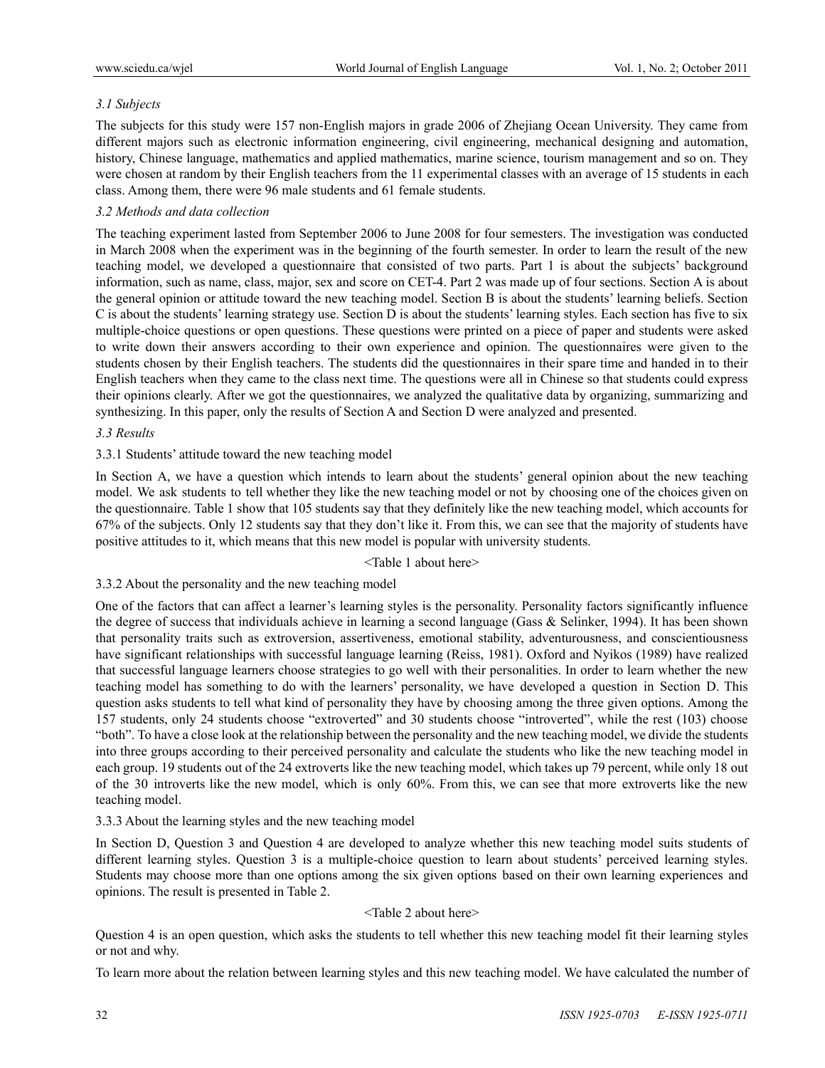### 3.1 Subjects

The subjects for this study were 157 non-English majors in grade 2006 of Zhejiang Ocean University. They came from different majors such as electronic information engineering, civil engineering, mechanical designing and automation, history, Chinese language, mathematics and applied mathematics, marine science, tourism management and so on. They were chosen at random by their English teachers from the 11 experimental classes with an average of 15 students in each class. Among them, there were 96 male students and 61 female students.

### 3.2 Methods and data collection

The teaching experiment lasted from September 2006 to June 2008 for four semesters. The investigation was conducted in March 2008 when the experiment was in the beginning of the fourth semester. In order to learn the result of the new teaching model, we developed a questionnaire that consisted of two parts. Part 1 is about the subjects' background information, such as name, class, major, sex and score on CET-4. Part 2 was made up of four sections. Section A is about the general opinion or attitude toward the new teaching model. Section B is about the students' learning beliefs. Section C is about the students' learning strategy use. Section D is about the students' learning styles. Each section has five to six multiple-choice questions or open questions. These questions were printed on a piece of paper and students were asked to write down their answers according to their own experience and opinion. The questionnaires were given to the students chosen by their English teachers. The students did the questionnaires in their spare time and handed in to their English teachers when they came to the class next time. The questions were all in Chinese so that students could express their opinions clearly. After we got the questionnaires, we analyzed the qualitative data by organizing, summarizing and synthesizing. In this paper, only the results of Section A and Section D were analyzed and presented.

### 3.3 Results

#### 3.3.1 Students' attitude toward the new teaching model

In Section A, we have a question which intends to learn about the students' general opinion about the new teaching model. We ask students to tell whether they like the new teaching model or not by choosing one of the choices given on the questionnaire. Table 1 show that 105 students say that they definitely like the new teaching model, which accounts for 67% of the subjects. Only 12 students say that they don't like it. From this, we can see that the majority of students have positive attitudes to it, which means that this new model is popular with university students.

<Table 1 about here>

#### 3.3.2 About the personality and the new teaching model

One of the factors that can affect a learner's learning styles is the personality. Personality factors significantly influence the degree of success that individuals achieve in learning a second language (Gass & Selinker, 1994). It has been shown that personality traits such as extroversion, assertiveness, emotional stability, adventurousness, and conscientiousness have significant relationships with successful language learning (Reiss, 1981). Oxford and Nyikos (1989) have realized that successful language learners choose strategies to go well with their personalities. In order to learn whether the new teaching model has something to do with the learners' personality, we have developed a question in Section D. This question asks students to tell what kind of personality they have by choosing among the three given options. Among the 157 students, only 24 students choose "extroverted" and 30 students choose "introverted", while the rest (103) choose "both". To have a close look at the relationship between the personality and the new teaching model, we divide the students into three groups according to their perceived personality and calculate the students who like the new teaching model in each group. 19 students out of the 24 extroverts like the new teaching model, which takes up 79 percent, while only 18 out of the 30 introverts like the new model, which is only 60%. From this, we can see that more extroverts like the new teaching model.

#### 3.3.3 About the learning styles and the new teaching model

In Section D, Question 3 and Question 4 are developed to analyze whether this new teaching model suits students of different learning styles. Question 3 is a multiple-choice question to learn about students' perceived learning styles. Students may choose more than one options among the six given options based on their own learning experiences and opinions. The result is presented in Table 2.

<Table 2 about here>

Question 4 is an open question, which asks the students to tell whether this new teaching model fit their learning styles or not and why.

To learn more about the relation between learning styles and this new teaching model. We have calculated the number of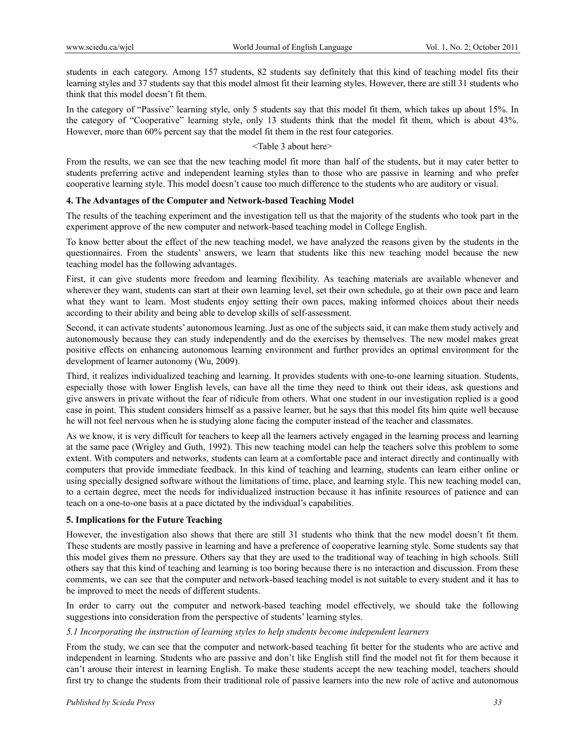students in each category. Among 157 students, 82 students say definitely that this kind of teaching model fits their learning styles and 37 students say that this model almost fit their learning styles. However, there are still 31 students who think that this model doesn't fit them.

In the category of "Passive" learning style, only 5 students say that this model fit them, which takes up about 15%. In the category of "Cooperative" learning style, only 13 students think that the model fit them, which is about 43%. However, more than 60% percent say that the model fit them in the rest four categories.

<Table 3 about here>

From the results, we can see that the new teaching model fit more than half of the students, but it may cater better to students preferring active and independent learning styles than to those who are passive in learning and who prefer cooperative learning style. This model doesn't cause too much difference to the students who are auditory or visual.

## 4. The Advantages of the Computer and Network-based Teaching Model

The results of the teaching experiment and the investigation tell us that the majority of the students who took part in the experiment approve of the new computer and network-based teaching model in College English.

To know better about the effect of the new teaching model, we have analyzed the reasons given by the students in the questionnaires. From the students' answers, we learn that students like this new teaching model because the new teaching model has the following advantages.

First, it can give students more freedom and learning flexibility. As teaching materials are available whenever and wherever they want, students can start at their own learning level, set their own schedule, go at their own pace and learn what they want to learn. Most students enjoy setting their own paces, making informed choices about their needs according to their ability and being able to develop skills of self-assessment.

Second, it can activate students' autonomous learning. Just as one of the subjects said, it can make them study actively and autonomously because they can study independently and do the exercises by themselves. The new model makes great positive effects on enhancing autonomous learning environment and further provides an optimal environment for the development of learner autonomy (Wu, 2009).

Third, it realizes individualized teaching and learning. It provides students with one-to-one learning situation. Students, especially those with lower English levels, can have all the time they need to think out their ideas, ask questions and give answers in private without the fear of ridicule from others. What one student in our investigation replied is a good case in point. This student considers himself as a passive learner, but he says that this model fits him quite well because he will not feel nervous when he is studying alone facing the computer instead of the teacher and classmates.

As we know, it is very difficult for teachers to keep all the learners actively engaged in the learning process and learning at the same pace (Wrigley and Guth, 1992). This new teaching model can help the teachers solve this problem to some extent. With computers and networks, students can learn at a comfortable pace and interact directly and continually with computers that provide immediate feedback. In this kind of teaching and learning, students can learn either online or using specially designed software without the limitations of time, place, and learning style. This new teaching model can, to a certain degree, meet the needs for individualized instruction because it has infinite resources of patience and can teach on a one-to-one basis at a pace dictated by the individual's capabilities.

## 5. Implications for the Future Teaching

However, the investigation also shows that there are still 31 students who think that the new model doesn't fit them. These students are mostly passive in learning and have a preference of cooperative learning style. Some students say that this model gives them no pressure. Others say that they are used to the traditional way of teaching in high schools. Still others say that this kind of teaching and learning is too boring because there is no interaction and discussion. From these comments, we can see that the computer and network-based teaching model is not suitable to every student and it has to be improved to meet the needs of different students.

In order to carry out the computer and network-based teaching model effectively, we should take the following suggestions into consideration from the perspective of students' learning styles.

### *5.1 Incorporating the instruction of learning styles to help students become independent learners*

From the study, we can see that the computer and network-based teaching fit better for the students who are active and independent in learning. Students who are passive and don't like English still find the model not fit for them because it can't arouse their interest in learning English. To make these students accept the new teaching model, teachers should first try to change the students from their traditional role of passive learners into the new role of active and autonomous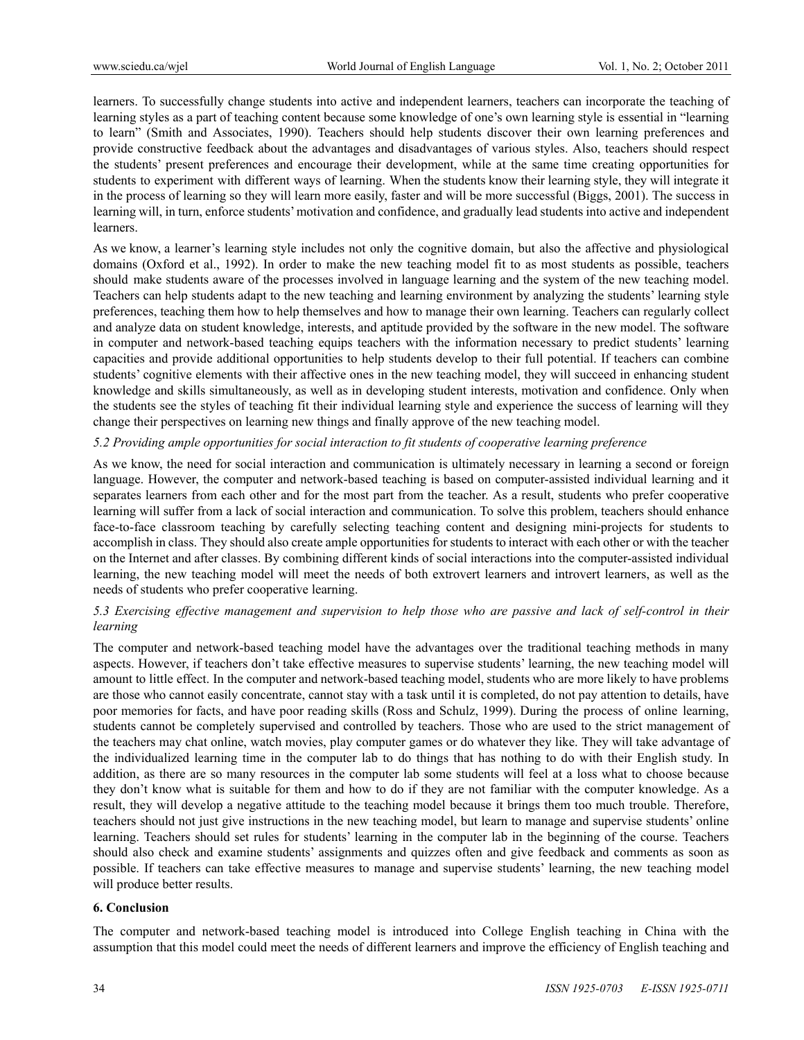learners. To successfully change students into active and independent learners, teachers can incorporate the teaching of learning styles as a part of teaching content because some knowledge of one's own learning style is essential in "learning to learn" (Smith and Associates, 1990). Teachers should help students discover their own learning preferences and provide constructive feedback about the advantages and disadvantages of various styles. Also, teachers should respect the students' present preferences and encourage their development, while at the same time creating opportunities for students to experiment with different ways of learning. When the students know their learning style, they will integrate it in the process of learning so they will learn more easily, faster and will be more successful (Biggs, 2001). The success in learning will, in turn, enforce students' motivation and confidence, and gradually lead students into active and independent learners.

As we know, a learner's learning style includes not only the cognitive domain, but also the affective and physiological domains (Oxford et al., 1992). In order to make the new teaching model fit to as most students as possible, teachers should make students aware of the processes involved in language learning and the system of the new teaching model. Teachers can help students adapt to the new teaching and learning environment by analyzing the students' learning style preferences, teaching them how to help themselves and how to manage their own learning. Teachers can regularly collect and analyze data on student knowledge, interests, and aptitude provided by the software in the new model. The software in computer and network-based teaching equips teachers with the information necessary to predict students' learning capacities and provide additional opportunities to help students develop to their full potential. If teachers can combine students' cognitive elements with their affective ones in the new teaching model, they will succeed in enhancing student knowledge and skills simultaneously, as well as in developing student interests, motivation and confidence. Only when the students see the styles of teaching fit their individual learning style and experience the success of learning will they change their perspectives on learning new things and finally approve of the new teaching model.

### *5.2 Providing ample opportunities for social interaction to fit students of cooperative learning preference*

As we know, the need for social interaction and communication is ultimately necessary in learning a second or foreign language. However, the computer and network-based teaching is based on computer-assisted individual learning and it separates learners from each other and for the most part from the teacher. As a result, students who prefer cooperative learning will suffer from a lack of social interaction and communication. To solve this problem, teachers should enhance face-to-face classroom teaching by carefully selecting teaching content and designing mini-projects for students to accomplish in class. They should also create ample opportunities for students to interact with each other or with the teacher on the Internet and after classes. By combining different kinds of social interactions into the computer-assisted individual learning, the new teaching model will meet the needs of both extrovert learners and introvert learners, as well as the needs of students who prefer cooperative learning.

### *5.3 Exercising effective management and supervision to help those who are passive and lack of self-control in their learning*

The computer and network-based teaching model have the advantages over the traditional teaching methods in many aspects. However, if teachers don't take effective measures to supervise students' learning, the new teaching model will amount to little effect. In the computer and network-based teaching model, students who are more likely to have problems are those who cannot easily concentrate, cannot stay with a task until it is completed, do not pay attention to details, have poor memories for facts, and have poor reading skills (Ross and Schulz, 1999). During the process of online learning, students cannot be completely supervised and controlled by teachers. Those who are used to the strict management of the teachers may chat online, watch movies, play computer games or do whatever they like. They will take advantage of the individualized learning time in the computer lab to do things that has nothing to do with their English study. In addition, as there are so many resources in the computer lab some students will feel at a loss what to choose because they don't know what is suitable for them and how to do if they are not familiar with the computer knowledge. As a result, they will develop a negative attitude to the teaching model because it brings them too much trouble. Therefore, teachers should not just give instructions in the new teaching model, but learn to manage and supervise students' online learning. Teachers should set rules for students' learning in the computer lab in the beginning of the course. Teachers should also check and examine students' assignments and quizzes often and give feedback and comments as soon as possible. If teachers can take effective measures to manage and supervise students' learning, the new teaching model will produce better results.

## 6. Conclusion

The computer and network-based teaching model is introduced into College English teaching in China with the assumption that this model could meet the needs of different learners and improve the efficiency of English teaching and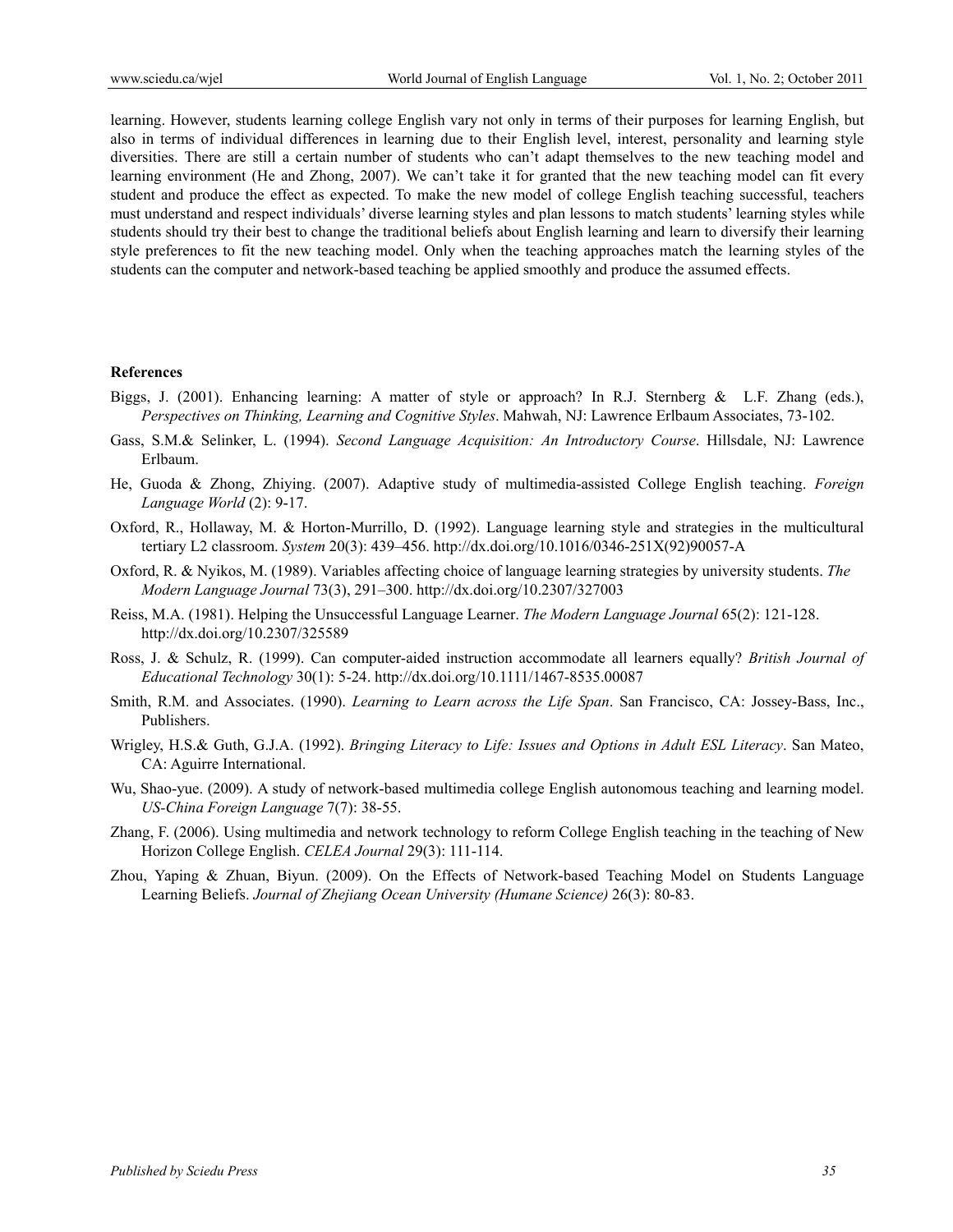learning. However, students learning college English vary not only in terms of their purposes for learning English, but also in terms of individual differences in learning due to their English level, interest, personality and learning style diversities. There are still a certain number of students who can't adapt themselves to the new teaching model and learning environment (He and Zhong, 2007). We can't take it for granted that the new teaching model can fit every student and produce the effect as expected. To make the new model of college English teaching successful, teachers must understand and respect individuals' diverse learning styles and plan lessons to match students' learning styles while students should try their best to change the traditional beliefs about English learning and learn to diversify their learning style preferences to fit the new teaching model. Only when the teaching approaches match the learning styles of the students can the computer and network-based teaching be applied smoothly and produce the assumed effects.

**References**

Biggs, J. (2001). Enhancing learning: A matter of style or approach? In R.J. Sternberg & L.F. Zhang (eds.), *Perspectives on Thinking, Learning and Cognitive Styles*. Mahwah, NJ: Lawrence Erlbaum Associates, 73-102.

Gass, S.M.& Selinker, L. (1994). *Second Language Acquisition: An Introductory Course*. Hillsdale, NJ: Lawrence Erlbaum.

He, Guoda & Zhong, Zhiying. (2007). Adaptive study of multimedia-assisted College English teaching. *Foreign Language World* (2): 9-17.

Oxford, R., Hollaway, M. & Horton-Murrillo, D. (1992). Language learning style and strategies in the multicultural tertiary L2 classroom. *System* 20(3): 439–456. http://dx.doi.org/10.1016/0346-251X(92)90057-A

Oxford, R. & Nyikos, M. (1989). Variables affecting choice of language learning strategies by university students. *The Modern Language Journal* 73(3), 291–300. http://dx.doi.org/10.2307/327003

Reiss, M.A. (1981). Helping the Unsuccessful Language Learner. *The Modern Language Journal* 65(2): 121-128. http://dx.doi.org/10.2307/325589

Ross, J. & Schulz, R. (1999). Can computer-aided instruction accommodate all learners equally? *British Journal of Educational Technology* 30(1): 5-24. http://dx.doi.org/10.1111/1467-8535.00087

Smith, R.M. and Associates. (1990). *Learning to Learn across the Life Span*. San Francisco, CA: Jossey-Bass, Inc., Publishers.

Wrigley, H.S.& Guth, G.J.A. (1992). *Bringing Literacy to Life: Issues and Options in Adult ESL Literacy*. San Mateo, CA: Aguirre International.

Wu, Shao-yue. (2009). A study of network-based multimedia college English autonomous teaching and learning model. *US-China Foreign Language* 7(7): 38-55.

Zhang, F. (2006). Using multimedia and network technology to reform College English teaching in the teaching of New Horizon College English. *CELEA Journal* 29(3): 111-114.

Zhou, Yaping & Zhuan, Biyun. (2009). On the Effects of Network-based Teaching Model on Students Language Learning Beliefs. *Journal of Zhejiang Ocean University (Humane Science)* 26(3): 80-83.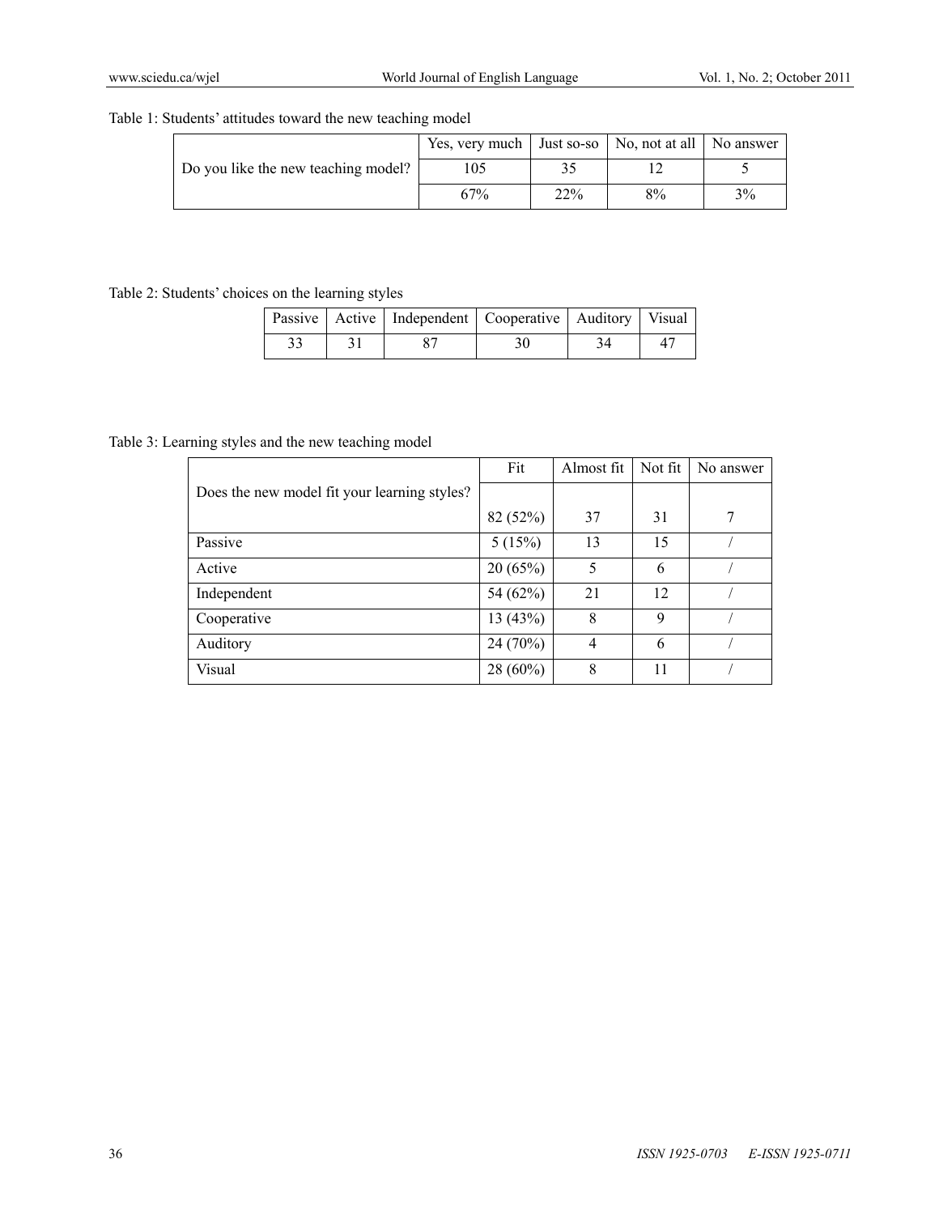Table 1: Students' attitudes toward the new teaching model

| | Yes, very much | Just so-so | No, not at all | No answer |
|---|---|---|---|---|
| Do you like the new teaching model? | 105 | 35 | 12 | 5 |
| | 67% | 22% | 8% | 3% |

Table 2: Students' choices on the learning styles

| Passive | Active | Independent | Cooperative | Auditory | Visual |
|---|---|---|---|---|---|
| 33 | 31 | 87 | 30 | 34 | 47 |

Table 3: Learning styles and the new teaching model

| | Fit | Almost fit | Not fit | No answer |
|---|---|---|---|---|
| Does the new model fit your learning styles? | 82 (52%) | 37 | 31 | 7 |
| Passive | 5 (15%) | 13 | 15 | / |
| Active | 20 (65%) | 5 | 6 | / |
| Independent | 54 (62%) | 21 | 12 | / |
| Cooperative | 13 (43%) | 8 | 9 | / |
| Auditory | 24 (70%) | 4 | 6 | / |
| Visual | 28 (60%) | 8 | 11 | / |